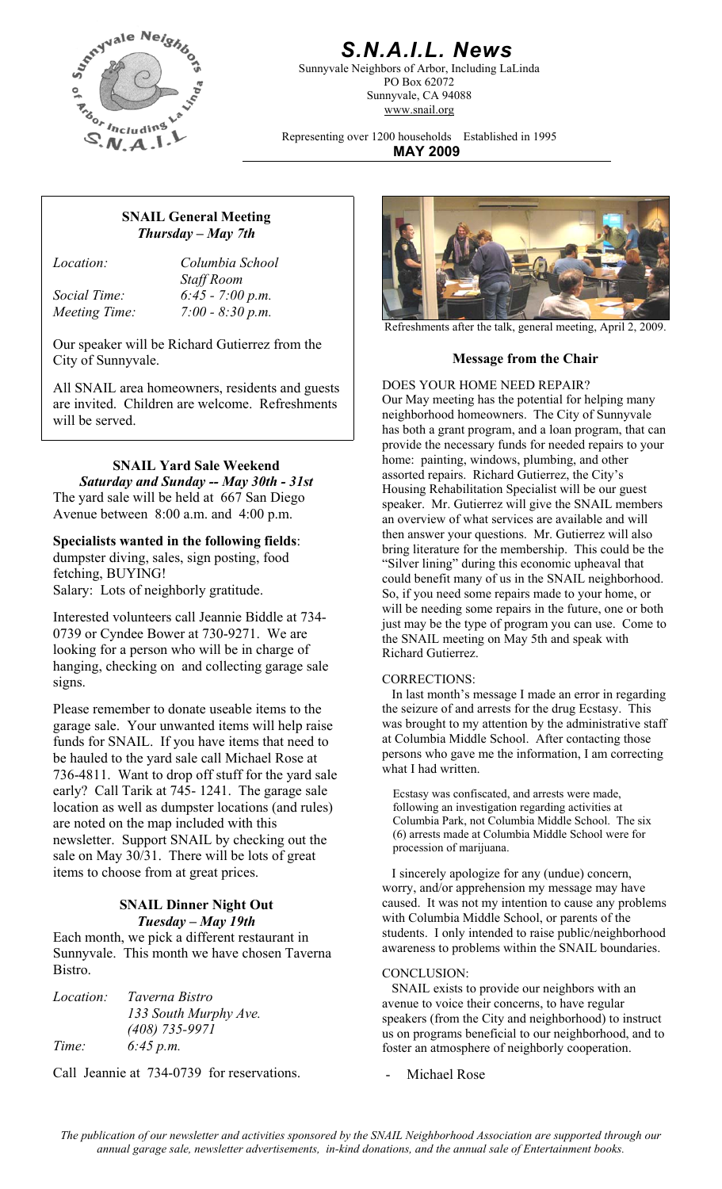# *S.N.A.I.L. News*

Sunnyvale Neighbors of Arbor, Including LaLinda
PO Box 62072
Sunnyvale, CA 94088
www.snail.org

Representing over 1200 households  Established in 1995

**MAY 2009**

### SNAIL General Meeting
***Thursday – May 7th***

| | |
|---|---|
| *Location:* | *Columbia School Staff Room* |
| *Social Time:* | *6:45 - 7:00 p.m.* |
| *Meeting Time:* | *7:00 - 8:30 p.m.* |

Our speaker will be Richard Gutierrez from the City of Sunnyvale.

All SNAIL area homeowners, residents and guests are invited. Children are welcome. Refreshments will be served.

### SNAIL Yard Sale Weekend
***Saturday and Sunday -- May 30th - 31st***

The yard sale will be held at 667 San Diego Avenue between 8:00 a.m. and 4:00 p.m.

**Specialists wanted in the following fields**: dumpster diving, sales, sign posting, food fetching, BUYING!
Salary: Lots of neighborly gratitude.

Interested volunteers call Jeannie Biddle at 734-0739 or Cyndee Bower at 730-9271. We are looking for a person who will be in charge of hanging, checking on and collecting garage sale signs.

Please remember to donate useable items to the garage sale. Your unwanted items will help raise funds for SNAIL. If you have items that need to be hauled to the yard sale call Michael Rose at 736-4811. Want to drop off stuff for the yard sale early? Call Tarik at 745- 1241. The garage sale location as well as dumpster locations (and rules) are noted on the map included with this newsletter. Support SNAIL by checking out the sale on May 30/31. There will be lots of great items to choose from at great prices.

### SNAIL Dinner Night Out
***Tuesday – May 19th***

Each month, we pick a different restaurant in Sunnyvale. This month we have chosen Taverna Bistro.

| | |
|---|---|
| *Location:* | *Taverna Bistro* |
| | *133 South Murphy Ave.* |
| | *(408) 735-9971* |
| *Time:* | *6:45 p.m.* |

Call Jeannie at 734-0739 for reservations.

Refreshments after the talk, general meeting, April 2, 2009.

### Message from the Chair

DOES YOUR HOME NEED REPAIR?

Our May meeting has the potential for helping many neighborhood homeowners. The City of Sunnyvale has both a grant program, and a loan program, that can provide the necessary funds for needed repairs to your home: painting, windows, plumbing, and other assorted repairs. Richard Gutierrez, the City's Housing Rehabilitation Specialist will be our guest speaker. Mr. Gutierrez will give the SNAIL members an overview of what services are available and will then answer your questions. Mr. Gutierrez will also bring literature for the membership. This could be the "Silver lining" during this economic upheaval that could benefit many of us in the SNAIL neighborhood. So, if you need some repairs made to your home, or will be needing some repairs in the future, one or both just may be the type of program you can use. Come to the SNAIL meeting on May 5th and speak with Richard Gutierrez.

CORRECTIONS:

In last month's message I made an error in regarding the seizure of and arrests for the drug Ecstasy. This was brought to my attention by the administrative staff at Columbia Middle School. After contacting those persons who gave me the information, I am correcting what I had written.

> Ecstasy was confiscated, and arrests were made, following an investigation regarding activities at Columbia Park, not Columbia Middle School. The six (6) arrests made at Columbia Middle School were for procession of marijuana.

I sincerely apologize for any (undue) concern, worry, and/or apprehension my message may have caused. It was not my intention to cause any problems with Columbia Middle School, or parents of the students. I only intended to raise public/neighborhood awareness to problems within the SNAIL boundaries.

CONCLUSION:

SNAIL exists to provide our neighbors with an avenue to voice their concerns, to have regular speakers (from the City and neighborhood) to instruct us on programs beneficial to our neighborhood, and to foster an atmosphere of neighborly cooperation.

- Michael Rose

*The publication of our newsletter and activities sponsored by the SNAIL Neighborhood Association are supported through our annual garage sale, newsletter advertisements, in-kind donations, and the annual sale of Entertainment books.*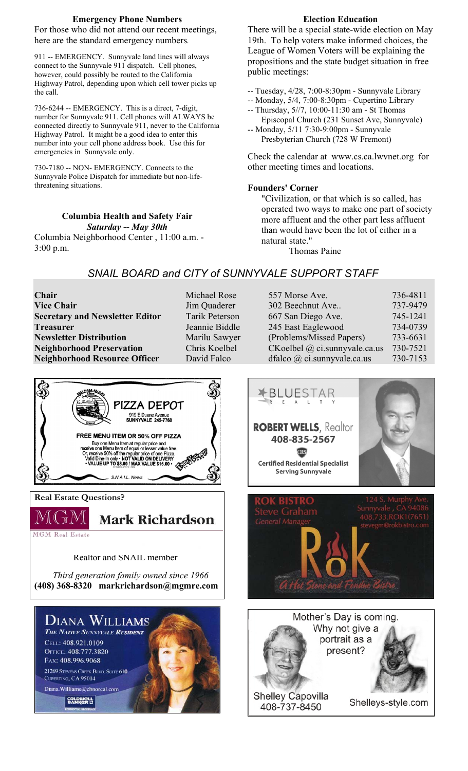### Emergency Phone Numbers

For those who did not attend our recent meetings, here are the standard emergency numbers.

911 -- EMERGENCY. Sunnyvale land lines will always connect to the Sunnyvale 911 dispatch. Cell phones, however, could possibly be routed to the California Highway Patrol, depending upon which cell tower picks up the call.

736-6244 -- EMERGENCY. This is a direct, 7-digit, number for Sunnyvale 911. Cell phones will ALWAYS be connected directly to Sunnyvale 911, never to the California Highway Patrol. It might be a good idea to enter this number into your cell phone address book. Use this for emergencies in Sunnyvale only.

730-7180 -- NON- EMERGENCY. Connects to the Sunnyvale Police Dispatch for immediate but non-life-threatening situations.

### Columbia Health and Safety Fair

***Saturday -- May 30th***

Columbia Neighborhood Center , 11:00 a.m. - 3:00 p.m.

### Election Education

There will be a special state-wide election on May 19th. To help voters make informed choices, the League of Women Voters will be explaining the propositions and the state budget situation in free public meetings:

-- Tuesday, 4/28, 7:00-8:30pm - Sunnyvale Library
-- Monday, 5/4, 7:00-8:30pm - Cupertino Library
-- Thursday, 5//7, 10:00-11:30 am - St Thomas Episcopal Church (231 Sunset Ave, Sunnyvale)
-- Monday, 5/11 7:30-9:00pm - Sunnyvale Presbyterian Church (728 W Fremont)

Check the calendar at www.cs.ca.lwvnet.org for other meeting times and locations.

### Founders' Corner

"Civilization, or that which is so called, has operated two ways to make one part of society more affluent and the other part less affluent than would have been the lot of either in a natural state."

Thomas Paine

## *SNAIL BOARD and CITY of SUNNYVALE SUPPORT STAFF*

| | | | |
|---|---|---|---|
| **Chair** | Michael Rose | 557 Morse Ave. | 736-4811 |
| **Vice Chair** | Jim Quaderer | 302 Beechnut Ave.. | 737-9479 |
| **Secretary and Newsletter Editor** | Tarik Peterson | 667 San Diego Ave. | 745-1241 |
| **Treasurer** | Jeannie Biddle | 245 East Eaglewood | 734-0739 |
| **Newsletter Distribution** | Marilu Sawyer | (Problems/Missed Papers) | 733-6631 |
| **Neighborhood Preservation** | Chris Koelbel | CKoelbel @ ci.sunnyvale.ca.us | 730-7521 |
| **Neighborhood Resource Officer** | David Falco | dfalco @ ci.sunnyvale.ca.us | 730-7153 |

PIZZA DEPOT
919 E Duane Avenue
SUNNYVALE 245-7760

FREE MENU ITEM OR 50% OFF PIZZA
Buy one Menu Item at regular price and receive one Menu Item of equal or lesser value free. Or, receive 50% off the regular price of one Pizza. Valid Dine-In only • NOT VALID ON DELIVERY • VALUE UP TO $8.00 / MAX VALUE $16.00 •

S.N.A.I.L. News

BLUESTAR REALTY

ROBERT WELLS, Realtor
408-835-2567

Certified Residential Specialist
Serving Sunnyvale

Real Estate Questions?

MGM Real Estate

**Mark Richardson**

Realtor and SNAIL member

*Third generation family owned since 1966*

**(408) 368-8320 markrichardson@mgmre.com**

ROK BISTRO
Steve Graham
General Manager

124 S. Murphy Ave.
Sunnyvale, CA 94086
408.733.ROK1(7651)
stevegm@rokbistro.com

A Hot Stone and Fondue Bistro

DIANA WILLIAMS
THE NATIVE SUNNYVALE RESIDENT
CELL: 408.921.0109
OFFICE: 408.777.3820
FAX: 408.996.9068
21269 STEVENS CREEK BLVD. SUITE 610
CUPERTINO, CA 95014
Diana.Williams@cbnorcal.com

COLDWELL BANKER

Mother's Day is coming.
Why not give a portrait as a present?

Shelley Capovilla
408-737-8450

Shelleys-style.com